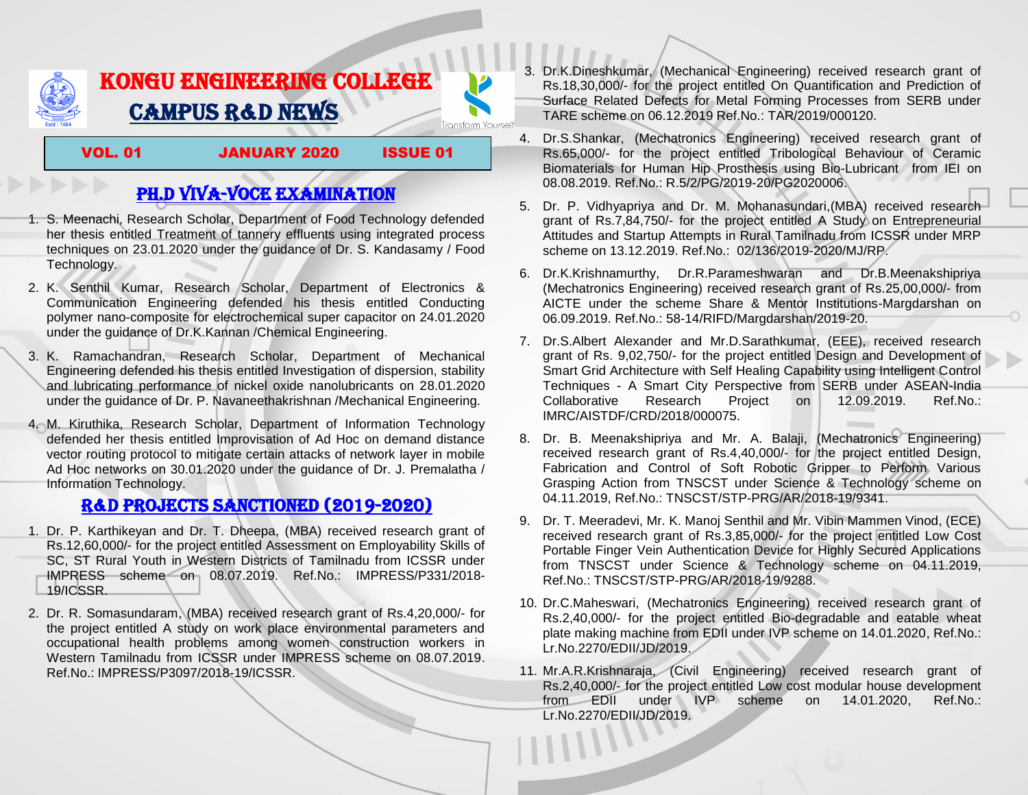# KONGU ENGINEERING COLLEGE

## CAMPUS R&D NEWS

**VOL. 01 JANUARY 2020 ISSUE 01**

## PH.D VIVA-VOCE EXAMINATION

1. S. Meenachi, Research Scholar, Department of Food Technology defended her thesis entitled Treatment of tannery effluents using integrated process techniques on 23.01.2020 under the guidance of Dr. S. Kandasamy / Food Technology.

2. K. Senthil Kumar, Research Scholar, Department of Electronics & Communication Engineering defended his thesis entitled Conducting polymer nano-composite for electrochemical super capacitor on 24.01.2020 under the guidance of Dr.K.Kannan /Chemical Engineering.

3. K. Ramachandran, Research Scholar, Department of Mechanical Engineering defended his thesis entitled Investigation of dispersion, stability and lubricating performance of nickel oxide nanolubricants on 28.01.2020 under the guidance of Dr. P. Navaneethakrishnan /Mechanical Engineering.

4. M. Kiruthika, Research Scholar, Department of Information Technology defended her thesis entitled Improvisation of Ad Hoc on demand distance vector routing protocol to mitigate certain attacks of network layer in mobile Ad Hoc networks on 30.01.2020 under the guidance of Dr. J. Premalatha / Information Technology.

## R&D PROJECTS SANCTIONED (2019-2020)

1. Dr. P. Karthikeyan and Dr. T. Dheepa, (MBA) received research grant of Rs.12,60,000/- for the project entitled Assessment on Employability Skills of SC, ST Rural Youth in Western Districts of Tamilnadu from ICSSR under IMPRESS scheme on 08.07.2019. Ref.No.: IMPRESS/P331/2018-19/ICSSR.

2. Dr. R. Somasundaram, (MBA) received research grant of Rs.4,20,000/- for the project entitled A study on work place environmental parameters and occupational health problems among women construction workers in Western Tamilnadu from ICSSR under IMPRESS scheme on 08.07.2019. Ref.No.: IMPRESS/P3097/2018-19/ICSSR.

3. Dr.K.Dineshkumar, (Mechanical Engineering) received research grant of Rs.18,30,000/- for the project entitled On Quantification and Prediction of Surface Related Defects for Metal Forming Processes from SERB under TARE scheme on 06.12.2019 Ref.No.: TAR/2019/000120.

4. Dr.S.Shankar, (Mechatronics Engineering) received research grant of Rs.65,000/- for the project entitled Tribological Behaviour of Ceramic Biomaterials for Human Hip Prosthesis using Bio-Lubricant from IEI on 08.08.2019. Ref.No.: R.5/2/PG/2019-20/PG2020006.

5. Dr. P. Vidhyapriya and Dr. M. Mohanasundari,(MBA) received research grant of Rs.7,84,750/- for the project entitled A Study on Entrepreneurial Attitudes and Startup Attempts in Rural Tamilnadu from ICSSR under MRP scheme on 13.12.2019. Ref.No.: 02/136/2019-2020/MJ/RP.

6. Dr.K.Krishnamurthy, Dr.R.Parameshwaran and Dr.B.Meenakshipriya (Mechatronics Engineering) received research grant of Rs.25,00,000/- from AICTE under the scheme Share & Mentor Institutions-Margdarshan on 06.09.2019. Ref.No.: 58-14/RIFD/Margdarshan/2019-20.

7. Dr.S.Albert Alexander and Mr.D.Sarathkumar, (EEE), received research grant of Rs. 9,02,750/- for the project entitled Design and Development of Smart Grid Architecture with Self Healing Capability using Intelligent Control Techniques - A Smart City Perspective from SERB under ASEAN-India Collaborative Research Project on 12.09.2019. Ref.No.: IMRC/AISTDF/CRD/2018/000075.

8. Dr. B. Meenakshipriya and Mr. A. Balaji, (Mechatronics Engineering) received research grant of Rs.4,40,000/- for the project entitled Design, Fabrication and Control of Soft Robotic Gripper to Perform Various Grasping Action from TNSCST under Science & Technology scheme on 04.11.2019, Ref.No.: TNSCST/STP-PRG/AR/2018-19/9341.

9. Dr. T. Meeradevi, Mr. K. Manoj Senthil and Mr. Vibin Mammen Vinod, (ECE) received research grant of Rs.3,85,000/- for the project entitled Low Cost Portable Finger Vein Authentication Device for Highly Secured Applications from TNSCST under Science & Technology scheme on 04.11.2019, Ref.No.: TNSCST/STP-PRG/AR/2018-19/9288.

10. Dr.C.Maheswari, (Mechatronics Engineering) received research grant of Rs.2,40,000/- for the project entitled Bio-degradable and eatable wheat plate making machine from EDII under IVP scheme on 14.01.2020, Ref.No.: Lr.No.2270/EDII/JD/2019.

11. Mr.A.R.Krishnaraja, (Civil Engineering) received research grant of Rs.2,40,000/- for the project entitled Low cost modular house development from EDII under IVP scheme on 14.01.2020, Ref.No.: Lr.No.2270/EDII/JD/2019.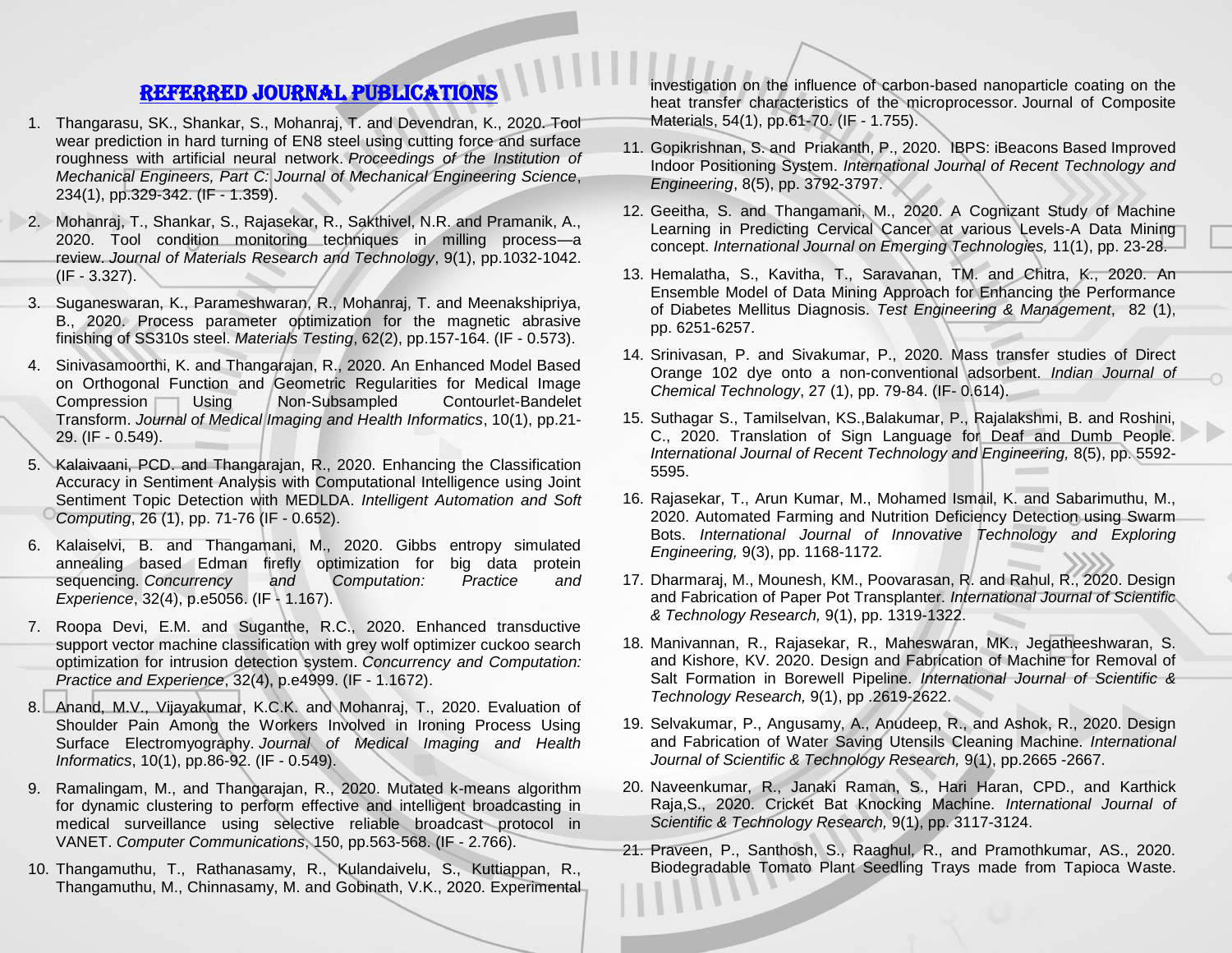## REFERRED JOURNAL PUBLICATIONS

1. Thangarasu, SK., Shankar, S., Mohanraj, T. and Devendran, K., 2020. Tool wear prediction in hard turning of EN8 steel using cutting force and surface roughness with artificial neural network. *Proceedings of the Institution of Mechanical Engineers, Part C: Journal of Mechanical Engineering Science*, 234(1), pp.329-342. (IF - 1.359).
2. Mohanraj, T., Shankar, S., Rajasekar, R., Sakthivel, N.R. and Pramanik, A., 2020. Tool condition monitoring techniques in milling process—a review. *Journal of Materials Research and Technology*, 9(1), pp.1032-1042. (IF - 3.327).
3. Suganeswaran, K., Parameshwaran, R., Mohanraj, T. and Meenakshipriya, B., 2020. Process parameter optimization for the magnetic abrasive finishing of SS310s steel. *Materials Testing*, 62(2), pp.157-164. (IF - 0.573).
4. Sinivasamoorthi, K. and Thangarajan, R., 2020. An Enhanced Model Based on Orthogonal Function and Geometric Regularities for Medical Image Compression Using Non-Subsampled Contourlet-Bandelet Transform. *Journal of Medical Imaging and Health Informatics*, 10(1), pp.21-29. (IF - 0.549).
5. Kalaivaani, PCD. and Thangarajan, R., 2020. Enhancing the Classification Accuracy in Sentiment Analysis with Computational Intelligence using Joint Sentiment Topic Detection with MEDLDA. *Intelligent Automation and Soft Computing*, 26 (1), pp. 71-76 (IF - 0.652).
6. Kalaiselvi, B. and Thangamani, M., 2020. Gibbs entropy simulated annealing based Edman firefly optimization for big data protein sequencing. *Concurrency and Computation: Practice and Experience*, 32(4), p.e5056. (IF - 1.167).
7. Roopa Devi, E.M. and Suganthe, R.C., 2020. Enhanced transductive support vector machine classification with grey wolf optimizer cuckoo search optimization for intrusion detection system. *Concurrency and Computation: Practice and Experience*, 32(4), p.e4999. (IF - 1.1672).
8. Anand, M.V., Vijayakumar, K.C.K. and Mohanraj, T., 2020. Evaluation of Shoulder Pain Among the Workers Involved in Ironing Process Using Surface Electromyography. *Journal of Medical Imaging and Health Informatics*, 10(1), pp.86-92. (IF - 0.549).
9. Ramalingam, M., and Thangarajan, R., 2020. Mutated k-means algorithm for dynamic clustering to perform effective and intelligent broadcasting in medical surveillance using selective reliable broadcast protocol in VANET. *Computer Communications*, 150, pp.563-568. (IF - 2.766).
10. Thangamuthu, T., Rathanasamy, R., Kulandaivelu, S., Kuttiappan, R., Thangamuthu, M., Chinnasamy, M. and Gobinath, V.K., 2020. Experimental investigation on the influence of carbon-based nanoparticle coating on the heat transfer characteristics of the microprocessor. Journal of Composite Materials, 54(1), pp.61-70. (IF - 1.755).
11. Gopikrishnan, S. and Priakanth, P., 2020. IBPS: iBeacons Based Improved Indoor Positioning System. *International Journal of Recent Technology and Engineering*, 8(5), pp. 3792-3797.
12. Geeitha, S. and Thangamani, M., 2020. A Cognizant Study of Machine Learning in Predicting Cervical Cancer at various Levels-A Data Mining concept. *International Journal on Emerging Technologies,* 11(1), pp. 23-28.
13. Hemalatha, S., Kavitha, T., Saravanan, TM. and Chitra, K., 2020. An Ensemble Model of Data Mining Approach for Enhancing the Performance of Diabetes Mellitus Diagnosis. *Test Engineering & Management*, 82 (1), pp. 6251-6257.
14. Srinivasan, P. and Sivakumar, P., 2020. Mass transfer studies of Direct Orange 102 dye onto a non-conventional adsorbent. *Indian Journal of Chemical Technology*, 27 (1), pp. 79-84. (IF- 0.614).
15. Suthagar S., Tamilselvan, KS.,Balakumar, P., Rajalakshmi, B. and Roshini, C., 2020. Translation of Sign Language for Deaf and Dumb People. *International Journal of Recent Technology and Engineering,* 8(5), pp. 5592-5595.
16. Rajasekar, T., Arun Kumar, M., Mohamed Ismail, K. and Sabarimuthu, M., 2020. Automated Farming and Nutrition Deficiency Detection using Swarm Bots. *International Journal of Innovative Technology and Exploring Engineering,* 9(3), pp. 1168-1172*.*
17. Dharmaraj, M., Mounesh, KM., Poovarasan, R. and Rahul, R., 2020. Design and Fabrication of Paper Pot Transplanter. *International Journal of Scientific & Technology Research,* 9(1), pp. 1319-1322.
18. Manivannan, R., Rajasekar, R., Maheswaran, MK., Jegatheeshwaran, S. and Kishore, KV. 2020. Design and Fabrication of Machine for Removal of Salt Formation in Borewell Pipeline. *International Journal of Scientific & Technology Research,* 9(1), pp .2619-2622.
19. Selvakumar, P., Angusamy, A., Anudeep, R., and Ashok, R., 2020. Design and Fabrication of Water Saving Utensils Cleaning Machine. *International Journal of Scientific & Technology Research,* 9(1), pp.2665 -2667.
20. Naveenkumar, R., Janaki Raman, S., Hari Haran, CPD., and Karthick Raja,S., 2020. Cricket Bat Knocking Machine. *International Journal of Scientific & Technology Research,* 9(1), pp. 3117-3124.
21. Praveen, P., Santhosh, S., Raaghul, R., and Pramothkumar, AS., 2020. Biodegradable Tomato Plant Seedling Trays made from Tapioca Waste.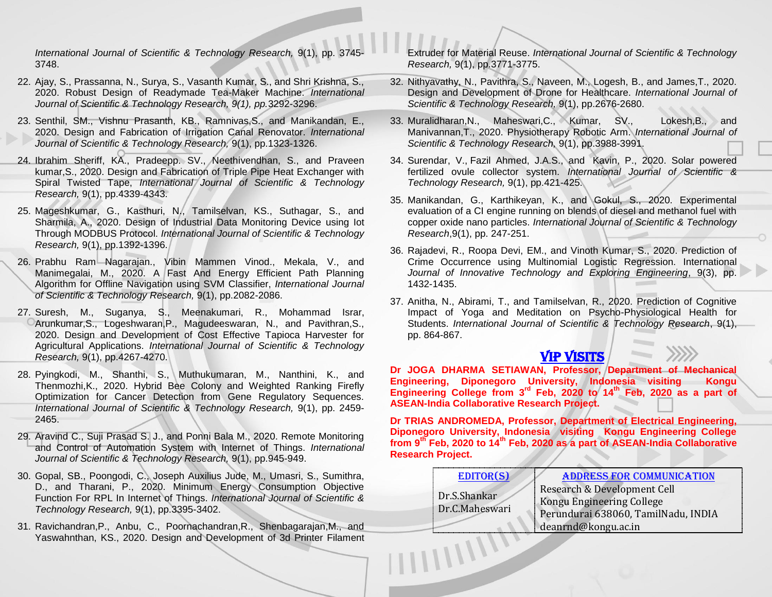*International Journal of Scientific & Technology Research,* 9(1), pp. 3745-3748.

22. Ajay, S., Prassanna, N., Surya, S., Vasanth Kumar, S., and Shri Krishna, S., 2020. Robust Design of Readymade Tea-Maker Machine. *International Journal of Scientific & Technology Research, 9(1), pp.*3292-3296.
23. Senthil, SM., Vishnu Prasanth, KB., Ramnivas,S., and Manikandan, E., 2020. Design and Fabrication of Irrigation Canal Renovator. *International Journal of Scientific & Technology Research,* 9(1), pp.1323-1326.
24. Ibrahim Sheriff, KA., Pradeepp. SV., Neethivendhan, S., and Praveen kumar,S., 2020. Design and Fabrication of Triple Pipe Heat Exchanger with Spiral Twisted Tape, *International Journal of Scientific & Technology Research,* 9(1), pp.4339-4343.
25. Mageshkumar, G., Kasthuri, N., Tamilselvan, KS., Suthagar, S., and Sharmila, A., 2020. Design of Industrial Data Monitoring Device using Iot Through MODBUS Protocol. *International Journal of Scientific & Technology Research,* 9(1), pp.1392-1396.
26. Prabhu Ram Nagarajan., Vibin Mammen Vinod., Mekala, V., and Manimegalai, M., 2020. A Fast And Energy Efficient Path Planning Algorithm for Offline Navigation using SVM Classifier, *International Journal of Scientific & Technology Research,* 9(1), pp.2082-2086.
27. Suresh, M., Suganya, S., Meenakumari, R., Mohammad Israr, Arunkumar,S., Logeshwaran,P., Magudeeswaran, N., and Pavithran,S., 2020. Design and Development of Cost Effective Tapioca Harvester for Agricultural Applications. *International Journal of Scientific & Technology Research,* 9(1), pp.4267-4270.
28. Pyingkodi, M., Shanthi, S., Muthukumaran, M., Nanthini, K., and Thenmozhi,K., 2020. Hybrid Bee Colony and Weighted Ranking Firefly Optimization for Cancer Detection from Gene Regulatory Sequences. *International Journal of Scientific & Technology Research,* 9(1), pp. 2459-2465.
29. Aravind C., Suji Prasad S. J., and Ponni Bala M., 2020. Remote Monitoring and Control of Automation System with Internet of Things. *International Journal of Scientific & Technology Research,* 9(1), pp.945-949.
30. Gopal, SB., Poongodi, C., Joseph Auxilius Jude, M., Umasri, S., Sumithra, D., and Tharani, P., 2020. Minimum Energy Consumption Objective Function For RPL In Internet of Things. *International Journal of Scientific & Technology Research,* 9(1), pp.3395-3402.
31. Ravichandran,P., Anbu, C., Poornachandran,R., Shenbagarajan,M., and Yaswahnthan, KS., 2020. Design and Development of 3d Printer Filament Extruder for Material Reuse. *International Journal of Scientific & Technology Research,* 9(1), pp.3771-3775.
32. Nithyavathy, N., Pavithra, S., Naveen, M., Logesh, B., and James,T., 2020. Design and Development of Drone for Healthcare. *International Journal of Scientific & Technology Research,* 9(1), pp.2676-2680.
33. Muralidharan,N., Maheswari,C., Kumar, SV., Lokesh,B., and Manivannan,T., 2020. Physiotherapy Robotic Arm. *International Journal of Scientific & Technology Research,* 9(1), pp.3988-3991.
34. Surendar, V., Fazil Ahmed, J.A.S., and Kavin, P., 2020. Solar powered fertilized ovule collector system. *International Journal of Scientific & Technology Research,* 9(1), pp.421-425.
35. Manikandan, G., Karthikeyan, K., and Gokul, S., 2020. Experimental evaluation of a CI engine running on blends of diesel and methanol fuel with copper oxide nano particles. *International Journal of Scientific & Technology Research*,9(1), pp. 247-251.
36. Rajadevi, R., Roopa Devi, EM., and Vinoth Kumar, S., 2020. Prediction of Crime Occurrence using Multinomial Logistic Regression. International *Journal of Innovative Technology and Exploring Engineering*, 9(3), pp. 1432-1435.
37. Anitha, N., Abirami, T., and Tamilselvan, R., 2020. Prediction of Cognitive Impact of Yoga and Meditation on Psycho-Physiological Health for Students. *International Journal of Scientific & Technology Research*, 9(1), pp. 864-867.

## VIP VISITS

**Dr JOGA DHARMA SETIAWAN, Professor, Department of Mechanical Engineering, Diponegoro University, Indonesia visiting Kongu Engineering College from 3rd Feb, 2020 to 14th Feb, 2020 as a part of ASEAN-India Collaborative Research Project.**

**Dr TRIAS ANDROMEDA, Professor, Department of Electrical Engineering, Diponegoro University, Indonesia visiting Kongu Engineering College from 9th Feb, 2020 to 14th Feb, 2020 as a part of ASEAN-India Collaborative Research Project.**

| EDITOR(S) | ADDRESS FOR COMMUNICATION |
|---|---|
| Dr.S.Shankar<br>Dr.C.Maheswari | Research & Development Cell<br>Kongu Engineering College<br>Perundurai 638060, TamilNadu, INDIA<br>deanrnd@kongu.ac.in |